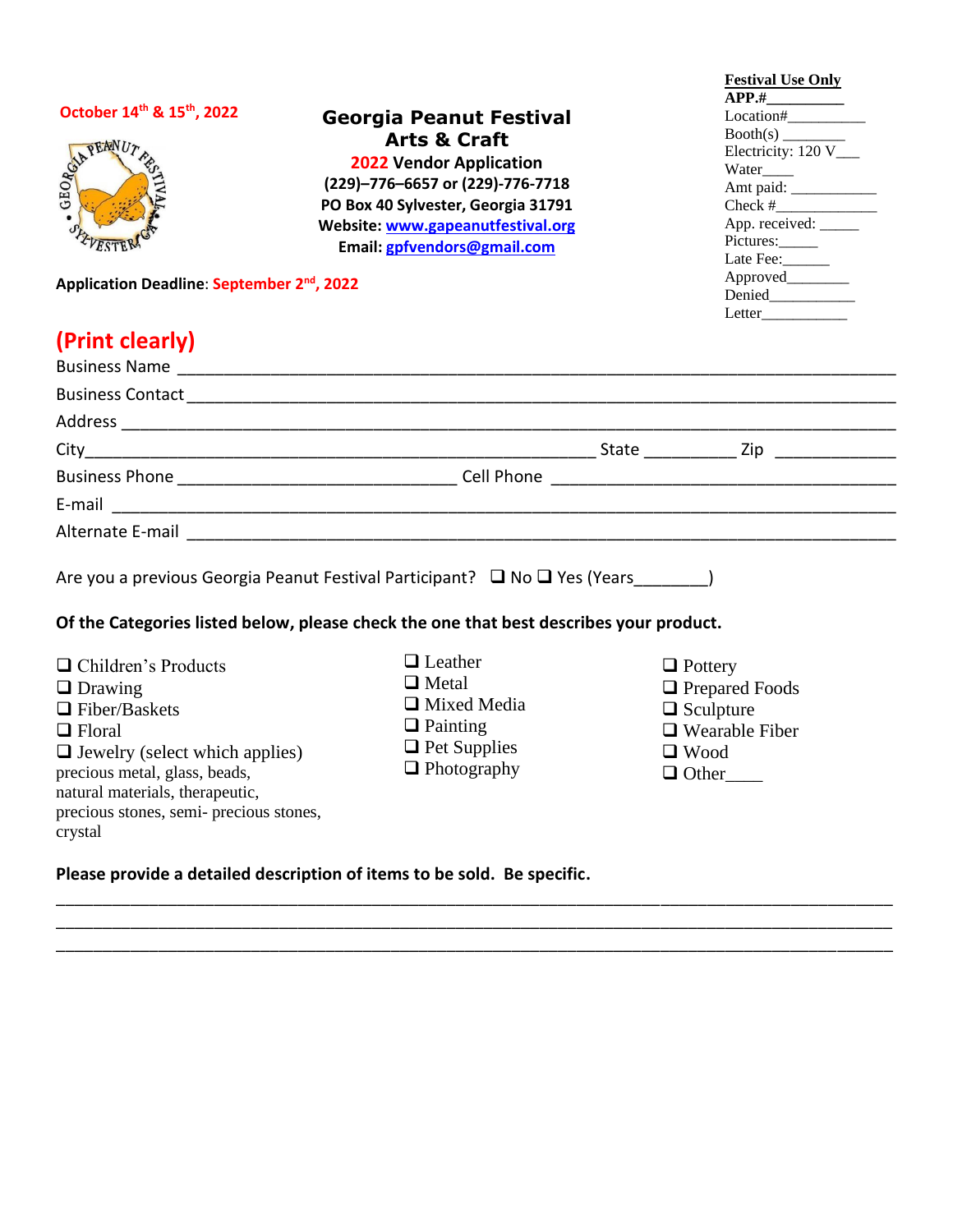October 14th & 15th, 2022

# Georgia Peanut Festival Arts & Craft

**2022 Vendor Application**

**(229)–776–6657 or (229)-776-7718**

**PO Box 40 Sylvester, Georgia 31791**

**Website: www.gapeanutfestival.org**

**Email: gpfvendors@gmail.com**

**Application Deadline**: September 2nd, 2022

**Festival Use Only**

**APP.#**__________

Location#__________

Booth(s) ________

Electricity: 120 V___

Water____

Amt paid: ___________

Check #_____________

App. received: _____

Pictures:_____

Late Fee:______

Approved________

Denied___________

Letter___________

## (Print clearly)

Business Name ______________________________________________________________

Business Contact ______________________________________________________________

Address ______________________________________________________________

City_____________________________________________ State __________ Zip _____________

Business Phone ______________________________ Cell Phone ______________________________

E-mail ______________________________________________________________

Alternate E-mail ______________________________________________________________

Are you a previous Georgia Peanut Festival Participant? ❑ No ❑ Yes (Years________)

**Of the Categories listed below, please check the one that best describes your product.**

❑ Children's Products
❑ Drawing
❑ Fiber/Baskets
❑ Floral
❑ Jewelry (select which applies)
precious metal, glass, beads,
natural materials, therapeutic,
precious stones, semi- precious stones,
crystal

❑ Leather
❑ Metal
❑ Mixed Media
❑ Painting
❑ Pet Supplies
❑ Photography

❑ Pottery
❑ Prepared Foods
❑ Sculpture
❑ Wearable Fiber
❑ Wood
❑ Other____

**Please provide a detailed description of items to be sold. Be specific.**

______________________________________________________________________________

______________________________________________________________________________

______________________________________________________________________________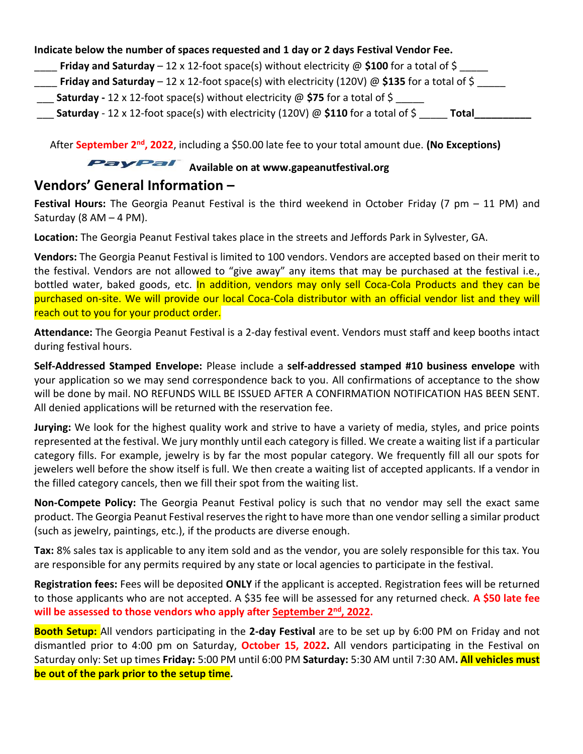**Indicate below the number of spaces requested and 1 day or 2 days Festival Vendor Fee.**

____ **Friday and Saturday** – 12 x 12-foot space(s) without electricity @ **$100** for a total of $ _____

____ **Friday and Saturday** – 12 x 12-foot space(s) with electricity (120V) @ **$135** for a total of $ _____

___ **Saturday -** 12 x 12-foot space(s) without electricity @ **$75** for a total of $ _____

___ **Saturday** - 12 x 12-foot space(s) with electricity (120V) @ **$110** for a total of $ _____ **Total__________**

After **September 2nd, 2022**, including a $50.00 late fee to your total amount due. **(No Exceptions)**

PayPal **Available on at www.gapeanutfestival.org**

## Vendors' General Information –

**Festival Hours:** The Georgia Peanut Festival is the third weekend in October Friday (7 pm – 11 PM) and Saturday (8 AM – 4 PM).

**Location:** The Georgia Peanut Festival takes place in the streets and Jeffords Park in Sylvester, GA.

**Vendors:** The Georgia Peanut Festival is limited to 100 vendors. Vendors are accepted based on their merit to the festival. Vendors are not allowed to "give away" any items that may be purchased at the festival i.e., bottled water, baked goods, etc. In addition, vendors may only sell Coca-Cola Products and they can be purchased on-site. We will provide our local Coca-Cola distributor with an official vendor list and they will reach out to you for your product order.

**Attendance:** The Georgia Peanut Festival is a 2-day festival event. Vendors must staff and keep booths intact during festival hours.

**Self-Addressed Stamped Envelope:** Please include a **self-addressed stamped #10 business envelope** with your application so we may send correspondence back to you. All confirmations of acceptance to the show will be done by mail. NO REFUNDS WILL BE ISSUED AFTER A CONFIRMATION NOTIFICATION HAS BEEN SENT. All denied applications will be returned with the reservation fee.

**Jurying:** We look for the highest quality work and strive to have a variety of media, styles, and price points represented at the festival. We jury monthly until each category is filled. We create a waiting list if a particular category fills. For example, jewelry is by far the most popular category. We frequently fill all our spots for jewelers well before the show itself is full. We then create a waiting list of accepted applicants. If a vendor in the filled category cancels, then we fill their spot from the waiting list.

**Non-Compete Policy:** The Georgia Peanut Festival policy is such that no vendor may sell the exact same product. The Georgia Peanut Festival reserves the right to have more than one vendor selling a similar product (such as jewelry, paintings, etc.), if the products are diverse enough.

**Tax:** 8% sales tax is applicable to any item sold and as the vendor, you are solely responsible for this tax. You are responsible for any permits required by any state or local agencies to participate in the festival.

**Registration fees:** Fees will be deposited **ONLY** if the applicant is accepted. Registration fees will be returned to those applicants who are not accepted. A $35 fee will be assessed for any returned check. **A $50 late fee will be assessed to those vendors who apply after September 2nd, 2022.**

**Booth Setup:** All vendors participating in the **2-day Festival** are to be set up by 6:00 PM on Friday and not dismantled prior to 4:00 pm on Saturday, **October 15, 2022.** All vendors participating in the Festival on Saturday only: Set up times **Friday:** 5:00 PM until 6:00 PM **Saturday:** 5:30 AM until 7:30 AM**. All vehicles must be out of the park prior to the setup time.**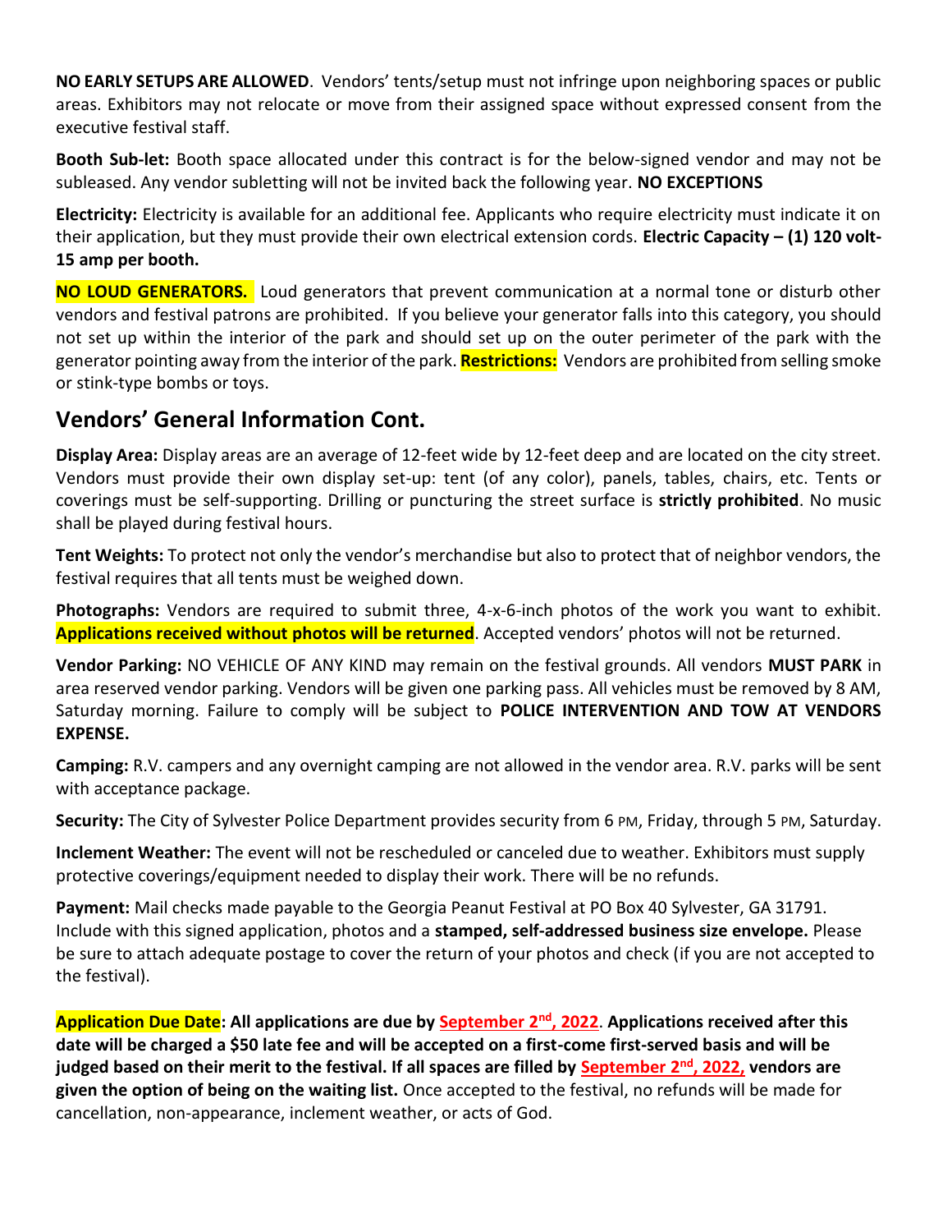**NO EARLY SETUPS ARE ALLOWED**. Vendors' tents/setup must not infringe upon neighboring spaces or public areas. Exhibitors may not relocate or move from their assigned space without expressed consent from the executive festival staff.

**Booth Sub-let:** Booth space allocated under this contract is for the below-signed vendor and may not be subleased. Any vendor subletting will not be invited back the following year. **NO EXCEPTIONS**

**Electricity:** Electricity is available for an additional fee. Applicants who require electricity must indicate it on their application, but they must provide their own electrical extension cords. **Electric Capacity – (1) 120 volt-15 amp per booth.**

**NO LOUD GENERATORS.** Loud generators that prevent communication at a normal tone or disturb other vendors and festival patrons are prohibited. If you believe your generator falls into this category, you should not set up within the interior of the park and should set up on the outer perimeter of the park with the generator pointing away from the interior of the park. **Restrictions:** Vendors are prohibited from selling smoke or stink-type bombs or toys.

## Vendors' General Information Cont.

**Display Area:** Display areas are an average of 12-feet wide by 12-feet deep and are located on the city street. Vendors must provide their own display set-up: tent (of any color), panels, tables, chairs, etc. Tents or coverings must be self-supporting. Drilling or puncturing the street surface is **strictly prohibited**. No music shall be played during festival hours.

**Tent Weights:** To protect not only the vendor's merchandise but also to protect that of neighbor vendors, the festival requires that all tents must be weighed down.

**Photographs:** Vendors are required to submit three, 4-x-6-inch photos of the work you want to exhibit. **Applications received without photos will be returned**. Accepted vendors' photos will not be returned.

**Vendor Parking:** NO VEHICLE OF ANY KIND may remain on the festival grounds. All vendors **MUST PARK** in area reserved vendor parking. Vendors will be given one parking pass. All vehicles must be removed by 8 AM, Saturday morning. Failure to comply will be subject to **POLICE INTERVENTION AND TOW AT VENDORS EXPENSE.**

**Camping:** R.V. campers and any overnight camping are not allowed in the vendor area. R.V. parks will be sent with acceptance package.

**Security:** The City of Sylvester Police Department provides security from 6 PM, Friday, through 5 PM, Saturday.

**Inclement Weather:** The event will not be rescheduled or canceled due to weather. Exhibitors must supply protective coverings/equipment needed to display their work. There will be no refunds.

**Payment:** Mail checks made payable to the Georgia Peanut Festival at PO Box 40 Sylvester, GA 31791. Include with this signed application, photos and a **stamped, self-addressed business size envelope.** Please be sure to attach adequate postage to cover the return of your photos and check (if you are not accepted to the festival).

**Application Due Date: All applications are due by September 2nd, 2022. Applications received after this date will be charged a $50 late fee and will be accepted on a first-come first-served basis and will be judged based on their merit to the festival. If all spaces are filled by September 2nd, 2022, vendors are given the option of being on the waiting list.** Once accepted to the festival, no refunds will be made for cancellation, non-appearance, inclement weather, or acts of God.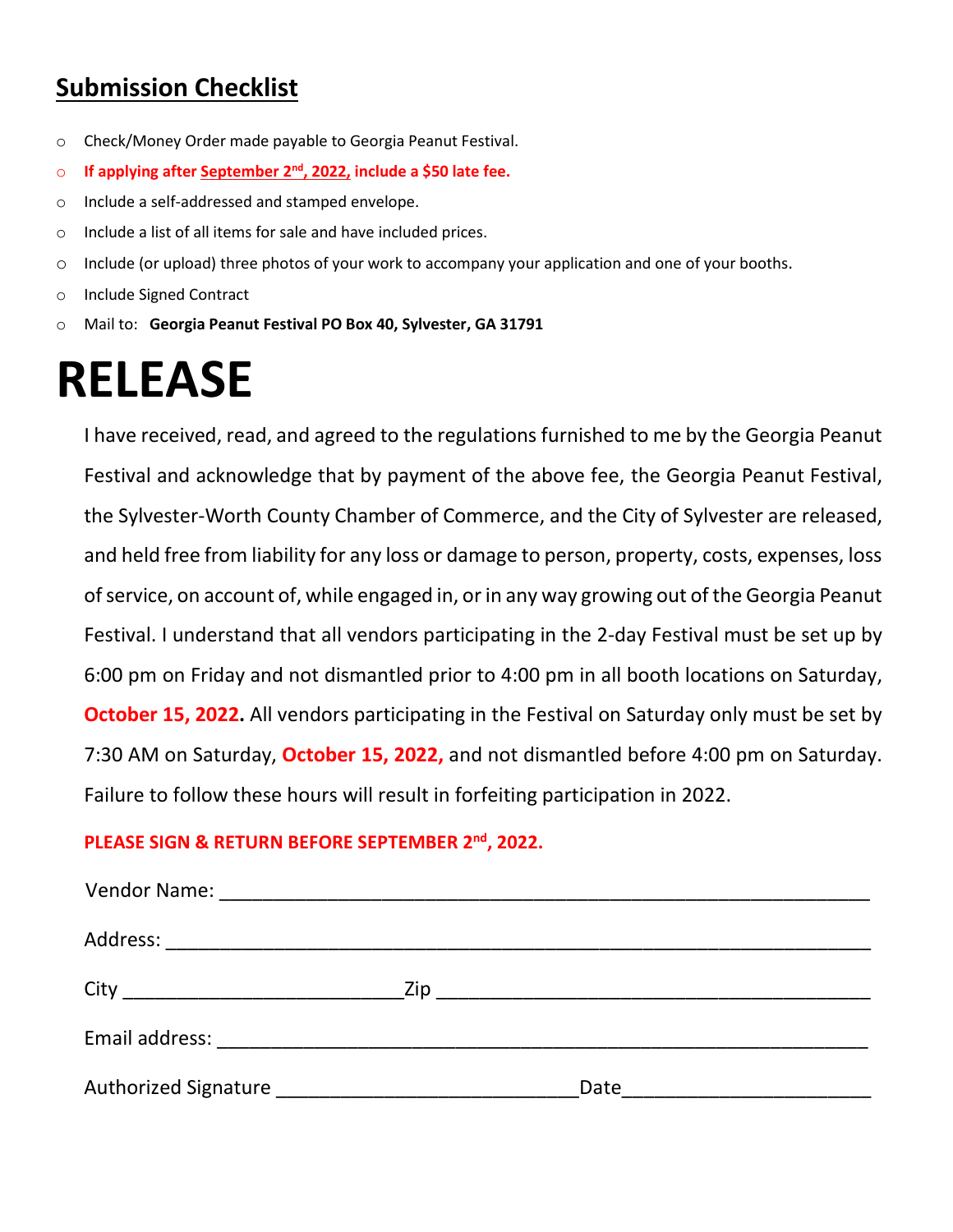## Submission Checklist

- Check/Money Order made payable to Georgia Peanut Festival.
- **If applying after September 2nd, 2022, include a $50 late fee.**
- Include a self-addressed and stamped envelope.
- Include a list of all items for sale and have included prices.
- Include (or upload) three photos of your work to accompany your application and one of your booths.
- Include Signed Contract
- Mail to: **Georgia Peanut Festival PO Box 40, Sylvester, GA 31791**

# RELEASE

I have received, read, and agreed to the regulations furnished to me by the Georgia Peanut Festival and acknowledge that by payment of the above fee, the Georgia Peanut Festival, the Sylvester-Worth County Chamber of Commerce, and the City of Sylvester are released, and held free from liability for any loss or damage to person, property, costs, expenses, loss of service, on account of, while engaged in, or in any way growing out of the Georgia Peanut Festival. I understand that all vendors participating in the 2-day Festival must be set up by 6:00 pm on Friday and not dismantled prior to 4:00 pm in all booth locations on Saturday, **October 15, 2022.** All vendors participating in the Festival on Saturday only must be set by 7:30 AM on Saturday, **October 15, 2022,** and not dismantled before 4:00 pm on Saturday. Failure to follow these hours will result in forfeiting participation in 2022.

**PLEASE SIGN & RETURN BEFORE SEPTEMBER 2nd, 2022.**

Vendor Name: ______________________________________________

Address: ______________________________________________

City ______________________ Zip ______________________

Email address: ______________________________________________

Authorized Signature ______________________ Date ______________________